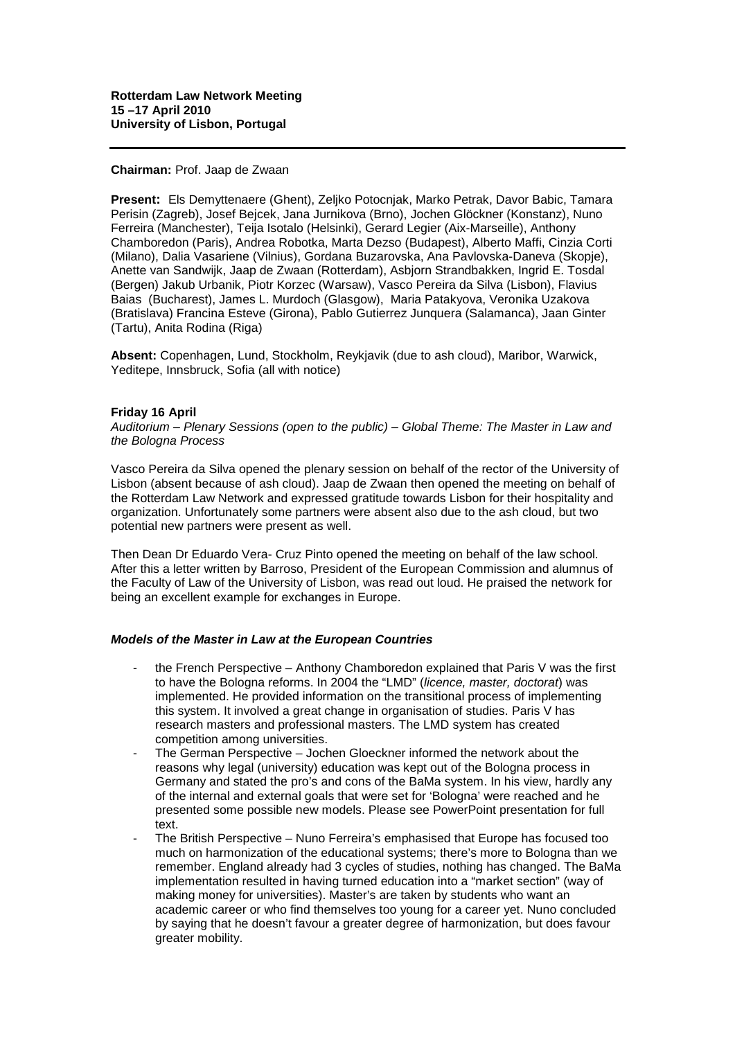**Rotterdam Law Network Meeting**
**15 –17 April 2010**
**University of Lisbon, Portugal**

---

**Chairman:** Prof. Jaap de Zwaan

**Present:** Els Demyttenaere (Ghent), Zeljko Potocnjak, Marko Petrak, Davor Babic, Tamara Perisin (Zagreb), Josef Bejcek, Jana Jurnikova (Brno), Jochen Glöckner (Konstanz), Nuno Ferreira (Manchester), Teija Isotalo (Helsinki), Gerard Legier (Aix-Marseille), Anthony Chamboredon (Paris), Andrea Robotka, Marta Dezso (Budapest), Alberto Maffi, Cinzia Corti (Milano), Dalia Vasariene (Vilnius), Gordana Buzarovska, Ana Pavlovska-Daneva (Skopje), Anette van Sandwijk, Jaap de Zwaan (Rotterdam), Asbjorn Strandbakken, Ingrid E. Tosdal (Bergen) Jakub Urbanik, Piotr Korzec (Warsaw), Vasco Pereira da Silva (Lisbon), Flavius Baias (Bucharest), James L. Murdoch (Glasgow), Maria Patakyova, Veronika Uzakova (Bratislava) Francina Esteve (Girona), Pablo Gutierrez Junquera (Salamanca), Jaan Ginter (Tartu), Anita Rodina (Riga)

**Absent:** Copenhagen, Lund, Stockholm, Reykjavik (due to ash cloud), Maribor, Warwick, Yeditepe, Innsbruck, Sofia (all with notice)

**Friday 16 April**

*Auditorium – Plenary Sessions (open to the public) – Global Theme: The Master in Law and the Bologna Process*

Vasco Pereira da Silva opened the plenary session on behalf of the rector of the University of Lisbon (absent because of ash cloud). Jaap de Zwaan then opened the meeting on behalf of the Rotterdam Law Network and expressed gratitude towards Lisbon for their hospitality and organization. Unfortunately some partners were absent also due to the ash cloud, but two potential new partners were present as well.

Then Dean Dr Eduardo Vera- Cruz Pinto opened the meeting on behalf of the law school. After this a letter written by Barroso, President of the European Commission and alumnus of the Faculty of Law of the University of Lisbon, was read out loud. He praised the network for being an excellent example for exchanges in Europe.

***Models of the Master in Law at the European Countries***

- the French Perspective – Anthony Chamboredon explained that Paris V was the first to have the Bologna reforms. In 2004 the "LMD" (*licence, master, doctorat*) was implemented. He provided information on the transitional process of implementing this system. It involved a great change in organisation of studies. Paris V has research masters and professional masters. The LMD system has created competition among universities.
- The German Perspective – Jochen Gloeckner informed the network about the reasons why legal (university) education was kept out of the Bologna process in Germany and stated the pro's and cons of the BaMa system. In his view, hardly any of the internal and external goals that were set for 'Bologna' were reached and he presented some possible new models. Please see PowerPoint presentation for full text.
- The British Perspective – Nuno Ferreira's emphasised that Europe has focused too much on harmonization of the educational systems; there's more to Bologna than we remember. England already had 3 cycles of studies, nothing has changed. The BaMa implementation resulted in having turned education into a "market section" (way of making money for universities). Master's are taken by students who want an academic career or who find themselves too young for a career yet. Nuno concluded by saying that he doesn't favour a greater degree of harmonization, but does favour greater mobility.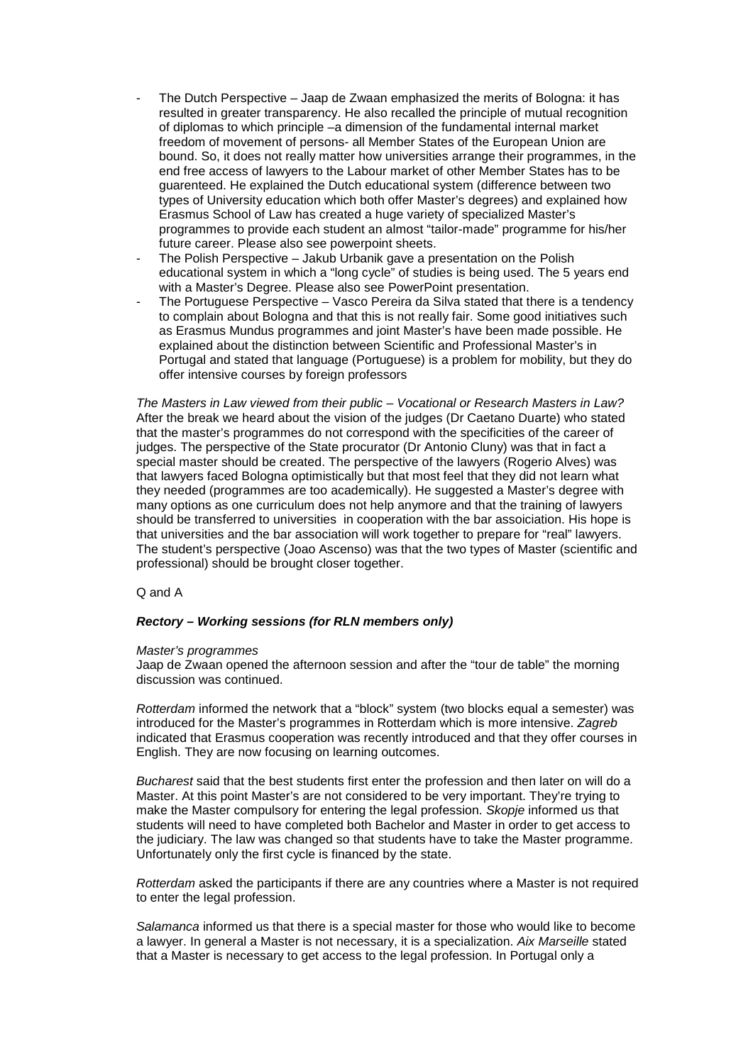- The Dutch Perspective – Jaap de Zwaan emphasized the merits of Bologna: it has resulted in greater transparency. He also recalled the principle of mutual recognition of diplomas to which principle –a dimension of the fundamental internal market freedom of movement of persons- all Member States of the European Union are bound. So, it does not really matter how universities arrange their programmes, in the end free access of lawyers to the Labour market of other Member States has to be guarenteed. He explained the Dutch educational system (difference between two types of University education which both offer Master's degrees) and explained how Erasmus School of Law has created a huge variety of specialized Master's programmes to provide each student an almost "tailor-made" programme for his/her future career. Please also see powerpoint sheets.
- The Polish Perspective – Jakub Urbanik gave a presentation on the Polish educational system in which a "long cycle" of studies is being used. The 5 years end with a Master's Degree. Please also see PowerPoint presentation.
- The Portuguese Perspective – Vasco Pereira da Silva stated that there is a tendency to complain about Bologna and that this is not really fair. Some good initiatives such as Erasmus Mundus programmes and joint Master's have been made possible. He explained about the distinction between Scientific and Professional Master's in Portugal and stated that language (Portuguese) is a problem for mobility, but they do offer intensive courses by foreign professors

*The Masters in Law viewed from their public – Vocational or Research Masters in Law?*
After the break we heard about the vision of the judges (Dr Caetano Duarte) who stated that the master's programmes do not correspond with the specificities of the career of judges. The perspective of the State procurator (Dr Antonio Cluny) was that in fact a special master should be created. The perspective of the lawyers (Rogerio Alves) was that lawyers faced Bologna optimistically but that most feel that they did not learn what they needed (programmes are too academically). He suggested a Master's degree with many options as one curriculum does not help anymore and that the training of lawyers should be transferred to universities in cooperation with the bar assoiciation. His hope is that universities and the bar association will work together to prepare for "real" lawyers. The student's perspective (Joao Ascenso) was that the two types of Master (scientific and professional) should be brought closer together.

Q and A

***Rectory – Working sessions (for RLN members only)***

*Master's programmes*
Jaap de Zwaan opened the afternoon session and after the "tour de table" the morning discussion was continued.

*Rotterdam* informed the network that a "block" system (two blocks equal a semester) was introduced for the Master's programmes in Rotterdam which is more intensive. *Zagreb* indicated that Erasmus cooperation was recently introduced and that they offer courses in English. They are now focusing on learning outcomes.

*Bucharest* said that the best students first enter the profession and then later on will do a Master. At this point Master's are not considered to be very important. They're trying to make the Master compulsory for entering the legal profession. *Skopje* informed us that students will need to have completed both Bachelor and Master in order to get access to the judiciary. The law was changed so that students have to take the Master programme. Unfortunately only the first cycle is financed by the state.

*Rotterdam* asked the participants if there are any countries where a Master is not required to enter the legal profession.

*Salamanca* informed us that there is a special master for those who would like to become a lawyer. In general a Master is not necessary, it is a specialization. *Aix Marseille* stated that a Master is necessary to get access to the legal profession. In Portugal only a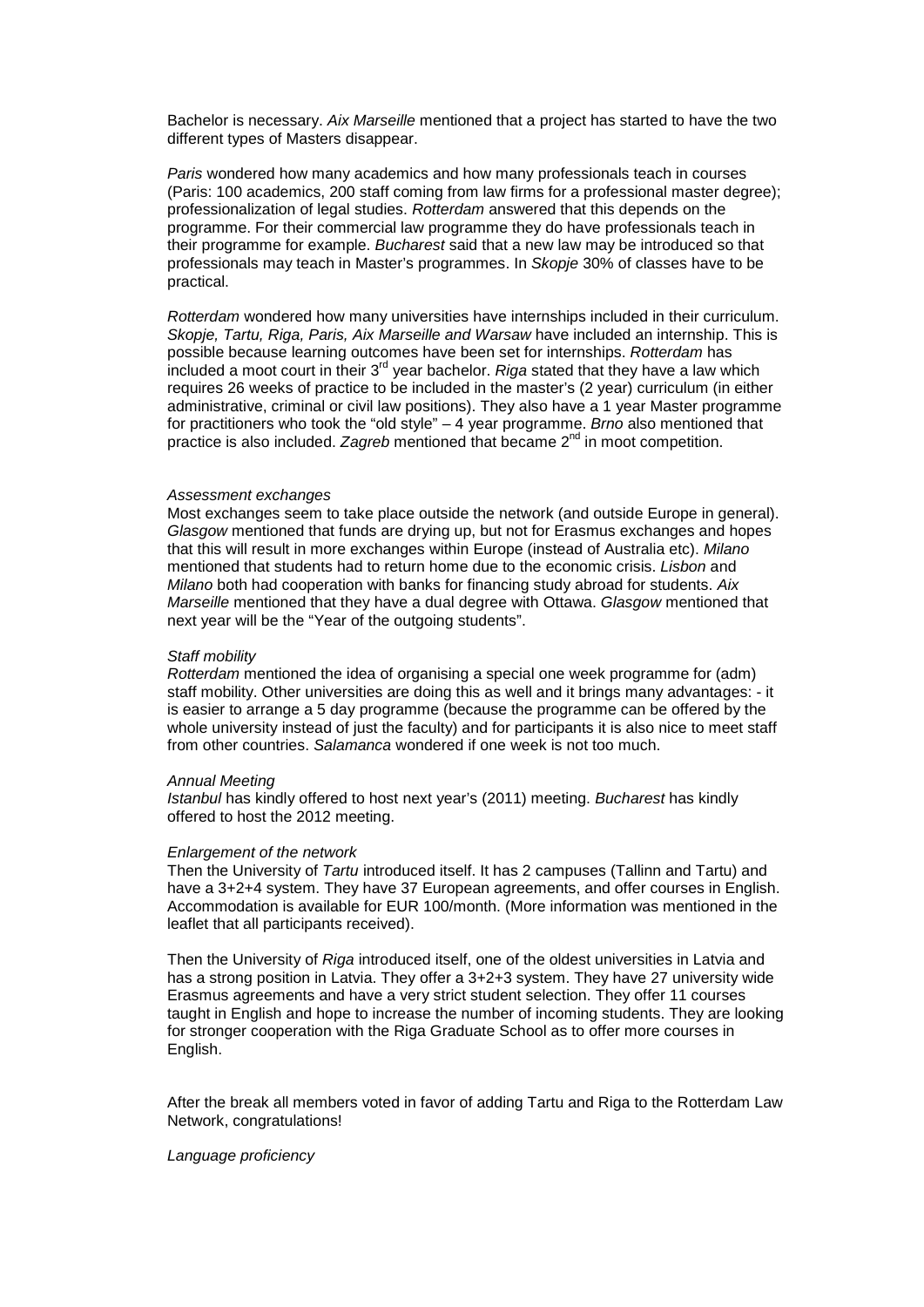Bachelor is necessary. *Aix Marseille* mentioned that a project has started to have the two different types of Masters disappear.

*Paris* wondered how many academics and how many professionals teach in courses (Paris: 100 academics, 200 staff coming from law firms for a professional master degree); professionalization of legal studies. *Rotterdam* answered that this depends on the programme. For their commercial law programme they do have professionals teach in their programme for example. *Bucharest* said that a new law may be introduced so that professionals may teach in Master's programmes. In *Skopje* 30% of classes have to be practical.

*Rotterdam* wondered how many universities have internships included in their curriculum. *Skopje, Tartu, Riga, Paris, Aix Marseille and Warsaw* have included an internship. This is possible because learning outcomes have been set for internships. *Rotterdam* has included a moot court in their 3rd year bachelor. *Riga* stated that they have a law which requires 26 weeks of practice to be included in the master's (2 year) curriculum (in either administrative, criminal or civil law positions). They also have a 1 year Master programme for practitioners who took the "old style" – 4 year programme. *Brno* also mentioned that practice is also included. *Zagreb* mentioned that became 2nd in moot competition.

*Assessment exchanges*

Most exchanges seem to take place outside the network (and outside Europe in general). *Glasgow* mentioned that funds are drying up, but not for Erasmus exchanges and hopes that this will result in more exchanges within Europe (instead of Australia etc). *Milano* mentioned that students had to return home due to the economic crisis. *Lisbon* and *Milano* both had cooperation with banks for financing study abroad for students. *Aix Marseille* mentioned that they have a dual degree with Ottawa. *Glasgow* mentioned that next year will be the "Year of the outgoing students".

*Staff mobility*

*Rotterdam* mentioned the idea of organising a special one week programme for (adm) staff mobility. Other universities are doing this as well and it brings many advantages: - it is easier to arrange a 5 day programme (because the programme can be offered by the whole university instead of just the faculty) and for participants it is also nice to meet staff from other countries. *Salamanca* wondered if one week is not too much.

*Annual Meeting*

*Istanbul* has kindly offered to host next year's (2011) meeting. *Bucharest* has kindly offered to host the 2012 meeting.

*Enlargement of the network*

Then the University of *Tartu* introduced itself. It has 2 campuses (Tallinn and Tartu) and have a 3+2+4 system. They have 37 European agreements, and offer courses in English. Accommodation is available for EUR 100/month. (More information was mentioned in the leaflet that all participants received).

Then the University of *Riga* introduced itself, one of the oldest universities in Latvia and has a strong position in Latvia. They offer a 3+2+3 system. They have 27 university wide Erasmus agreements and have a very strict student selection. They offer 11 courses taught in English and hope to increase the number of incoming students. They are looking for stronger cooperation with the Riga Graduate School as to offer more courses in English.

After the break all members voted in favor of adding Tartu and Riga to the Rotterdam Law Network, congratulations!

*Language proficiency*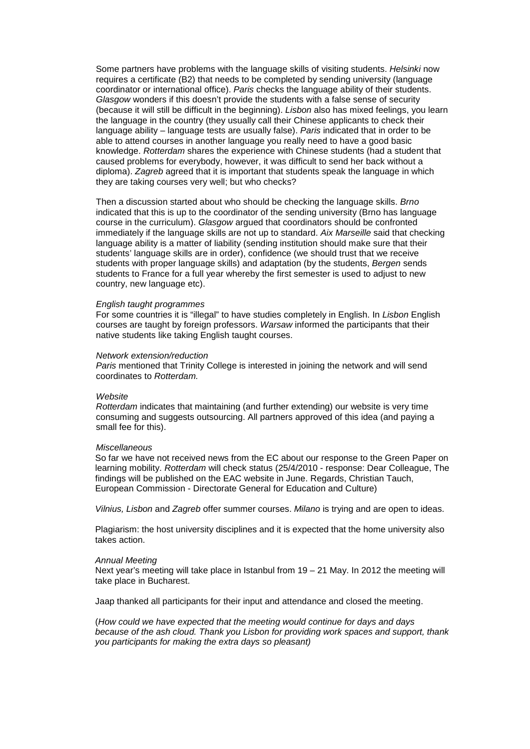Some partners have problems with the language skills of visiting students. *Helsinki* now requires a certificate (B2) that needs to be completed by sending university (language coordinator or international office). *Paris* checks the language ability of their students. *Glasgow* wonders if this doesn't provide the students with a false sense of security (because it will still be difficult in the beginning). *Lisbon* also has mixed feelings, you learn the language in the country (they usually call their Chinese applicants to check their language ability – language tests are usually false). *Paris* indicated that in order to be able to attend courses in another language you really need to have a good basic knowledge. *Rotterdam* shares the experience with Chinese students (had a student that caused problems for everybody, however, it was difficult to send her back without a diploma). *Zagreb* agreed that it is important that students speak the language in which they are taking courses very well; but who checks?

Then a discussion started about who should be checking the language skills. *Brno* indicated that this is up to the coordinator of the sending university (Brno has language course in the curriculum). *Glasgow* argued that coordinators should be confronted immediately if the language skills are not up to standard. *Aix Marseille* said that checking language ability is a matter of liability (sending institution should make sure that their students' language skills are in order), confidence (we should trust that we receive students with proper language skills) and adaptation (by the students, *Bergen* sends students to France for a full year whereby the first semester is used to adjust to new country, new language etc).

*English taught programmes*
For some countries it is "illegal" to have studies completely in English. In *Lisbon* English courses are taught by foreign professors. *Warsaw* informed the participants that their native students like taking English taught courses.

*Network extension/reduction*
*Paris* mentioned that Trinity College is interested in joining the network and will send coordinates to *Rotterdam.*

*Website*
*Rotterdam* indicates that maintaining (and further extending) our website is very time consuming and suggests outsourcing. All partners approved of this idea (and paying a small fee for this).

*Miscellaneous*
So far we have not received news from the EC about our response to the Green Paper on learning mobility. *Rotterdam* will check status (25/4/2010 - response: Dear Colleague, The findings will be published on the EAC website in June. Regards, Christian Tauch, European Commission - Directorate General for Education and Culture)

*Vilnius, Lisbon* and *Zagreb* offer summer courses. *Milano* is trying and are open to ideas.

Plagiarism: the host university disciplines and it is expected that the home university also takes action.

*Annual Meeting*
Next year's meeting will take place in Istanbul from 19 – 21 May. In 2012 the meeting will take place in Bucharest.

Jaap thanked all participants for their input and attendance and closed the meeting.

(*How could we have expected that the meeting would continue for days and days because of the ash cloud. Thank you Lisbon for providing work spaces and support, thank you participants for making the extra days so pleasant)*